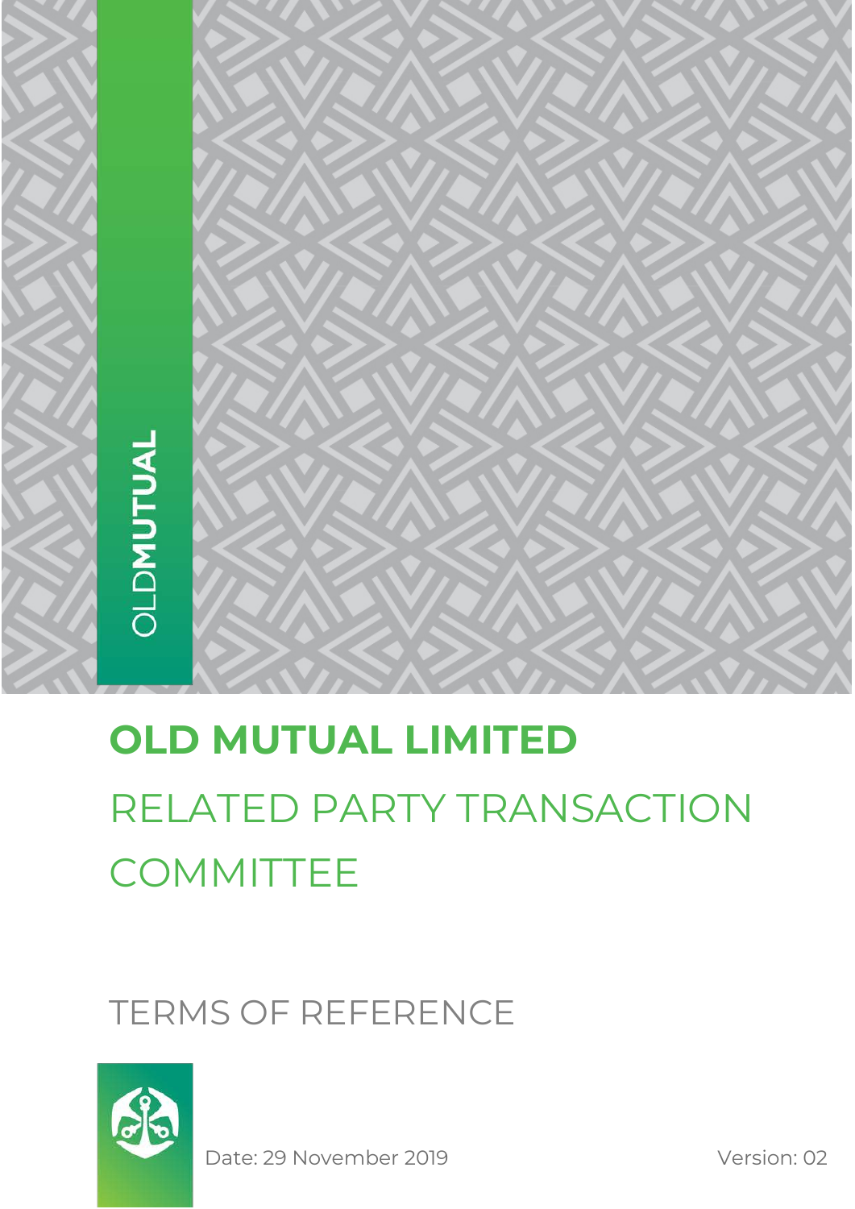# OLD MUTUAL LIMITED

## RELATED PARTY TRANSACTION COMMITTEE

## TERMS OF REFERENCE

Date: 29 November 2019

Version: 02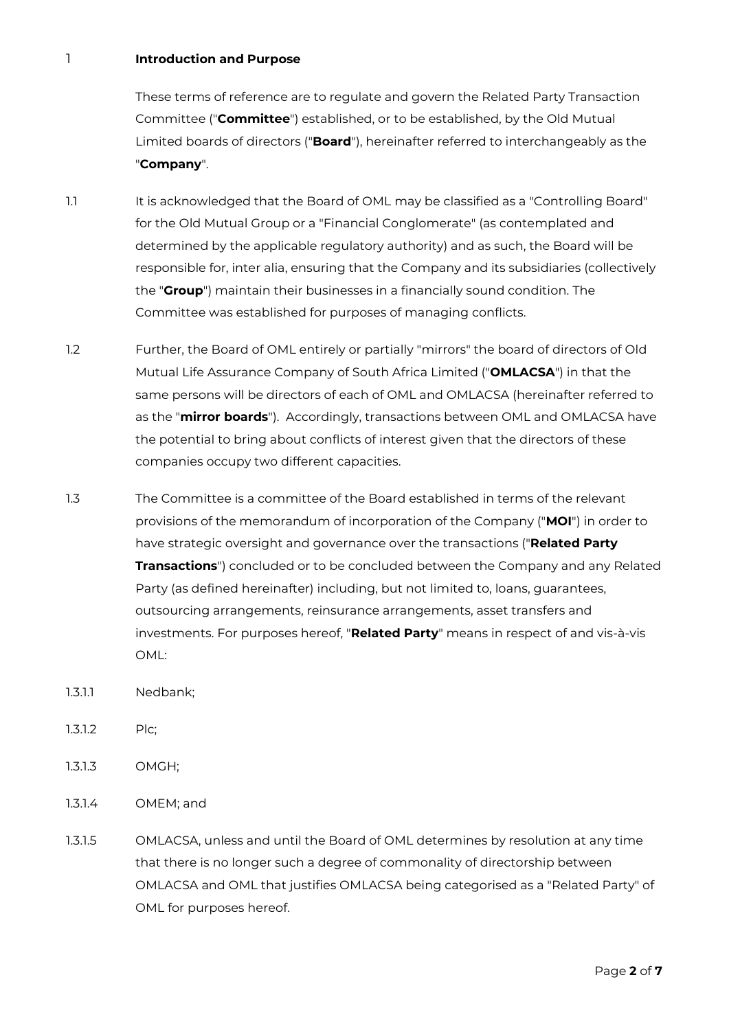## 1 Introduction and Purpose

These terms of reference are to regulate and govern the Related Party Transaction Committee ("**Committee**") established, or to be established, by the Old Mutual Limited boards of directors ("**Board**"), hereinafter referred to interchangeably as the "**Company**".

1.1 It is acknowledged that the Board of OML may be classified as a "Controlling Board" for the Old Mutual Group or a "Financial Conglomerate" (as contemplated and determined by the applicable regulatory authority) and as such, the Board will be responsible for, inter alia, ensuring that the Company and its subsidiaries (collectively the "**Group**") maintain their businesses in a financially sound condition. The Committee was established for purposes of managing conflicts.

1.2 Further, the Board of OML entirely or partially "mirrors" the board of directors of Old Mutual Life Assurance Company of South Africa Limited ("**OMLACSA**") in that the same persons will be directors of each of OML and OMLACSA (hereinafter referred to as the "**mirror boards**"). Accordingly, transactions between OML and OMLACSA have the potential to bring about conflicts of interest given that the directors of these companies occupy two different capacities.

1.3 The Committee is a committee of the Board established in terms of the relevant provisions of the memorandum of incorporation of the Company ("**MOI**") in order to have strategic oversight and governance over the transactions ("**Related Party Transactions**") concluded or to be concluded between the Company and any Related Party (as defined hereinafter) including, but not limited to, loans, guarantees, outsourcing arrangements, reinsurance arrangements, asset transfers and investments. For purposes hereof, "**Related Party**" means in respect of and vis-à-vis OML:

1.3.1.1 Nedbank;

1.3.1.2 Plc;

1.3.1.3 OMGH;

1.3.1.4 OMEM; and

1.3.1.5 OMLACSA, unless and until the Board of OML determines by resolution at any time that there is no longer such a degree of commonality of directorship between OMLACSA and OML that justifies OMLACSA being categorised as a "Related Party" of OML for purposes hereof.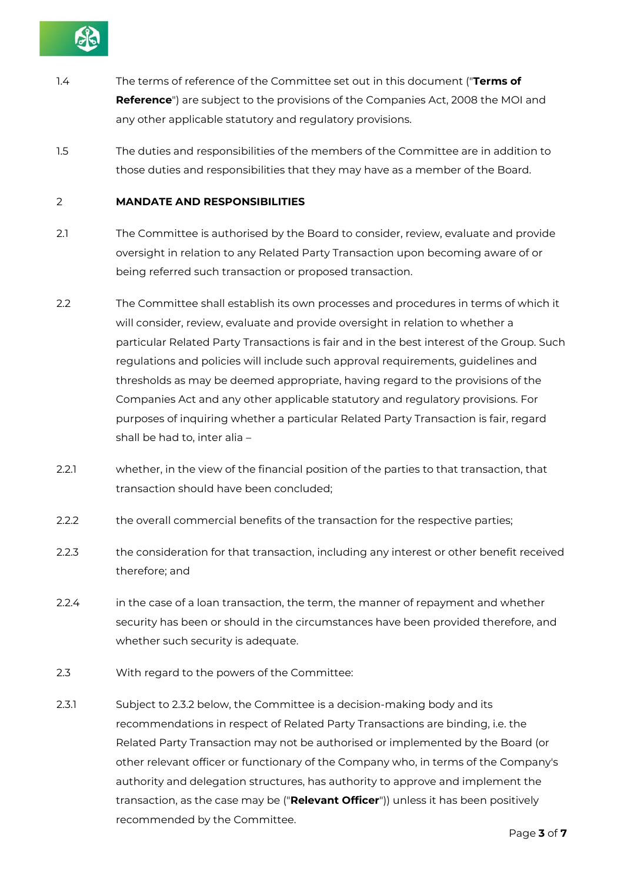1.4 The terms of reference of the Committee set out in this document ("**Terms of Reference**") are subject to the provisions of the Companies Act, 2008 the MOI and any other applicable statutory and regulatory provisions.

1.5 The duties and responsibilities of the members of the Committee are in addition to those duties and responsibilities that they may have as a member of the Board.

## 2 MANDATE AND RESPONSIBILITIES

2.1 The Committee is authorised by the Board to consider, review, evaluate and provide oversight in relation to any Related Party Transaction upon becoming aware of or being referred such transaction or proposed transaction.

2.2 The Committee shall establish its own processes and procedures in terms of which it will consider, review, evaluate and provide oversight in relation to whether a particular Related Party Transactions is fair and in the best interest of the Group. Such regulations and policies will include such approval requirements, guidelines and thresholds as may be deemed appropriate, having regard to the provisions of the Companies Act and any other applicable statutory and regulatory provisions. For purposes of inquiring whether a particular Related Party Transaction is fair, regard shall be had to, inter alia –

2.2.1 whether, in the view of the financial position of the parties to that transaction, that transaction should have been concluded;

2.2.2 the overall commercial benefits of the transaction for the respective parties;

2.2.3 the consideration for that transaction, including any interest or other benefit received therefore; and

2.2.4 in the case of a loan transaction, the term, the manner of repayment and whether security has been or should in the circumstances have been provided therefore, and whether such security is adequate.

2.3 With regard to the powers of the Committee:

2.3.1 Subject to 2.3.2 below, the Committee is a decision-making body and its recommendations in respect of Related Party Transactions are binding, i.e. the Related Party Transaction may not be authorised or implemented by the Board (or other relevant officer or functionary of the Company who, in terms of the Company's authority and delegation structures, has authority to approve and implement the transaction, as the case may be ("**Relevant Officer**")) unless it has been positively recommended by the Committee.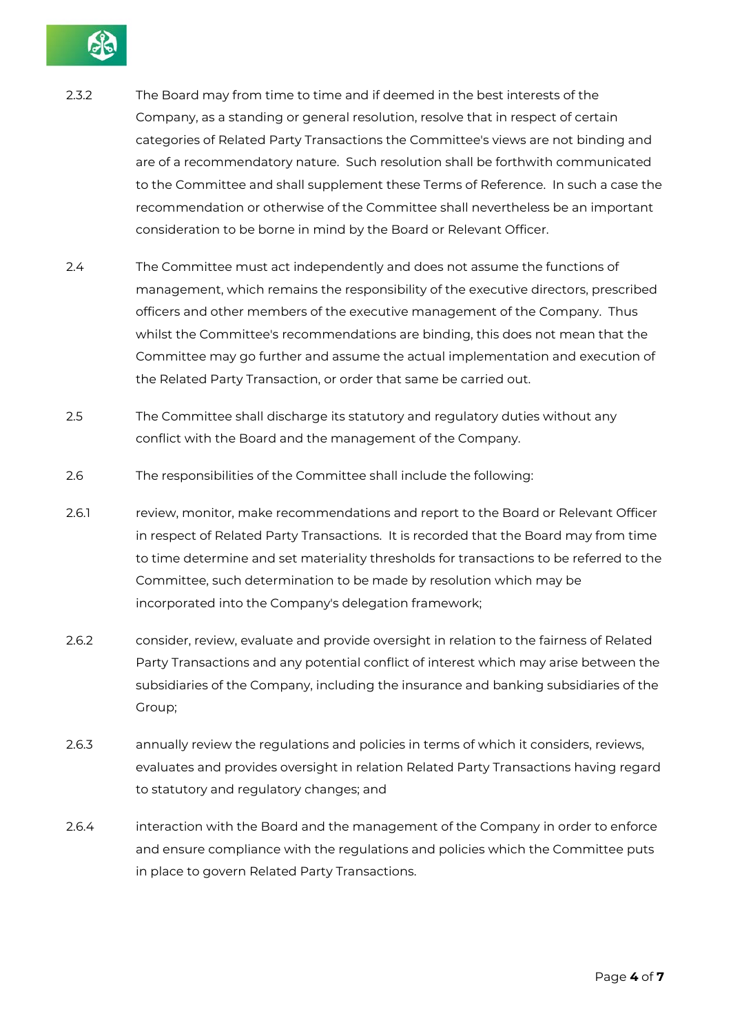2.3.2 The Board may from time to time and if deemed in the best interests of the Company, as a standing or general resolution, resolve that in respect of certain categories of Related Party Transactions the Committee's views are not binding and are of a recommendatory nature. Such resolution shall be forthwith communicated to the Committee and shall supplement these Terms of Reference. In such a case the recommendation or otherwise of the Committee shall nevertheless be an important consideration to be borne in mind by the Board or Relevant Officer.

2.4 The Committee must act independently and does not assume the functions of management, which remains the responsibility of the executive directors, prescribed officers and other members of the executive management of the Company. Thus whilst the Committee's recommendations are binding, this does not mean that the Committee may go further and assume the actual implementation and execution of the Related Party Transaction, or order that same be carried out.

2.5 The Committee shall discharge its statutory and regulatory duties without any conflict with the Board and the management of the Company.

2.6 The responsibilities of the Committee shall include the following:

2.6.1 review, monitor, make recommendations and report to the Board or Relevant Officer in respect of Related Party Transactions. It is recorded that the Board may from time to time determine and set materiality thresholds for transactions to be referred to the Committee, such determination to be made by resolution which may be incorporated into the Company's delegation framework;

2.6.2 consider, review, evaluate and provide oversight in relation to the fairness of Related Party Transactions and any potential conflict of interest which may arise between the subsidiaries of the Company, including the insurance and banking subsidiaries of the Group;

2.6.3 annually review the regulations and policies in terms of which it considers, reviews, evaluates and provides oversight in relation Related Party Transactions having regard to statutory and regulatory changes; and

2.6.4 interaction with the Board and the management of the Company in order to enforce and ensure compliance with the regulations and policies which the Committee puts in place to govern Related Party Transactions.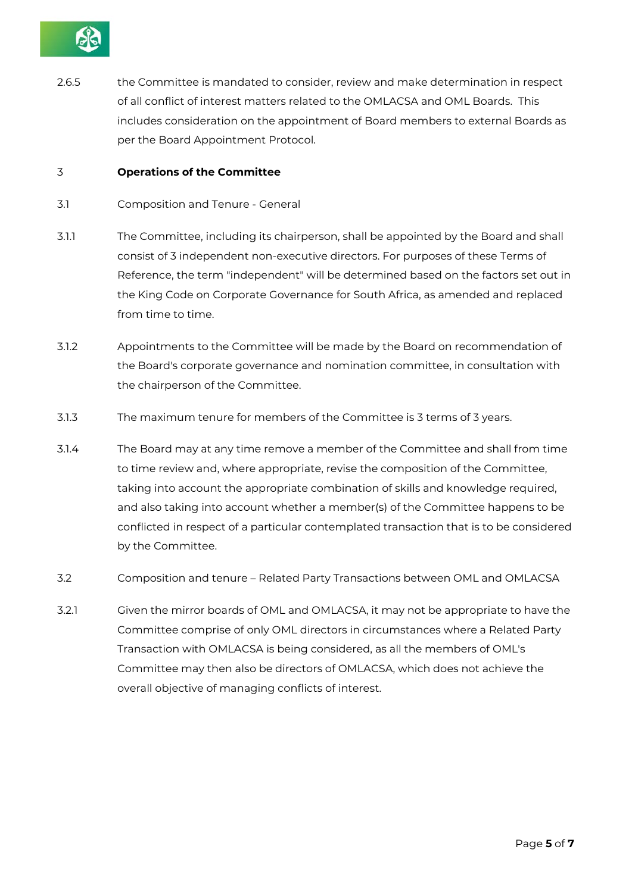2.6.5 the Committee is mandated to consider, review and make determination in respect of all conflict of interest matters related to the OMLACSA and OML Boards. This includes consideration on the appointment of Board members to external Boards as per the Board Appointment Protocol.

## 3 Operations of the Committee

3.1 Composition and Tenure - General

3.1.1 The Committee, including its chairperson, shall be appointed by the Board and shall consist of 3 independent non-executive directors. For purposes of these Terms of Reference, the term "independent" will be determined based on the factors set out in the King Code on Corporate Governance for South Africa, as amended and replaced from time to time.

3.1.2 Appointments to the Committee will be made by the Board on recommendation of the Board's corporate governance and nomination committee, in consultation with the chairperson of the Committee.

3.1.3 The maximum tenure for members of the Committee is 3 terms of 3 years.

3.1.4 The Board may at any time remove a member of the Committee and shall from time to time review and, where appropriate, revise the composition of the Committee, taking into account the appropriate combination of skills and knowledge required, and also taking into account whether a member(s) of the Committee happens to be conflicted in respect of a particular contemplated transaction that is to be considered by the Committee.

3.2 Composition and tenure – Related Party Transactions between OML and OMLACSA

3.2.1 Given the mirror boards of OML and OMLACSA, it may not be appropriate to have the Committee comprise of only OML directors in circumstances where a Related Party Transaction with OMLACSA is being considered, as all the members of OML's Committee may then also be directors of OMLACSA, which does not achieve the overall objective of managing conflicts of interest.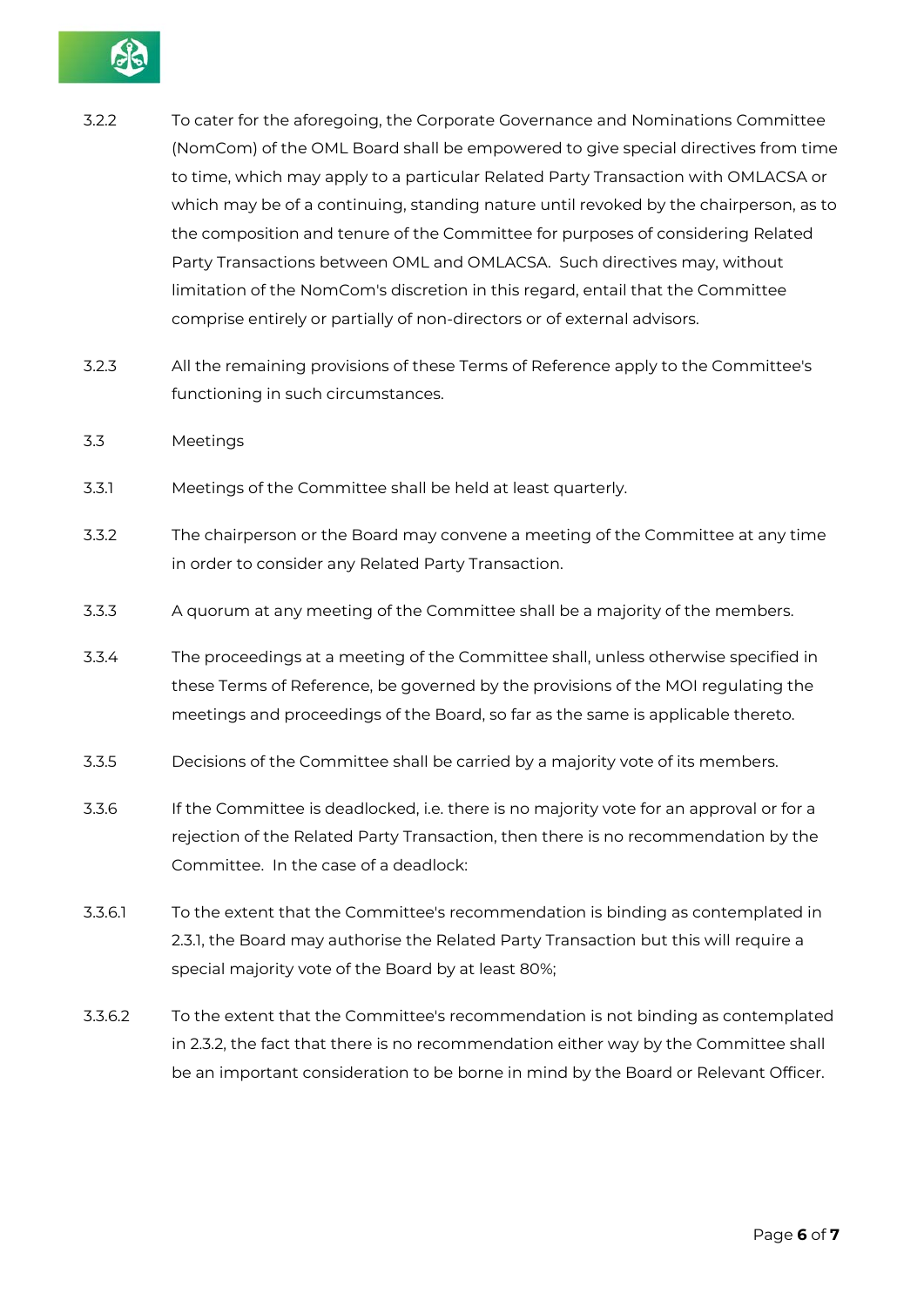3.2.2 To cater for the aforegoing, the Corporate Governance and Nominations Committee (NomCom) of the OML Board shall be empowered to give special directives from time to time, which may apply to a particular Related Party Transaction with OMLACSA or which may be of a continuing, standing nature until revoked by the chairperson, as to the composition and tenure of the Committee for purposes of considering Related Party Transactions between OML and OMLACSA. Such directives may, without limitation of the NomCom's discretion in this regard, entail that the Committee comprise entirely or partially of non-directors or of external advisors.

3.2.3 All the remaining provisions of these Terms of Reference apply to the Committee's functioning in such circumstances.

3.3 Meetings

3.3.1 Meetings of the Committee shall be held at least quarterly.

3.3.2 The chairperson or the Board may convene a meeting of the Committee at any time in order to consider any Related Party Transaction.

3.3.3 A quorum at any meeting of the Committee shall be a majority of the members.

3.3.4 The proceedings at a meeting of the Committee shall, unless otherwise specified in these Terms of Reference, be governed by the provisions of the MOI regulating the meetings and proceedings of the Board, so far as the same is applicable thereto.

3.3.5 Decisions of the Committee shall be carried by a majority vote of its members.

3.3.6 If the Committee is deadlocked, i.e. there is no majority vote for an approval or for a rejection of the Related Party Transaction, then there is no recommendation by the Committee. In the case of a deadlock:

3.3.6.1 To the extent that the Committee's recommendation is binding as contemplated in 2.3.1, the Board may authorise the Related Party Transaction but this will require a special majority vote of the Board by at least 80%;

3.3.6.2 To the extent that the Committee's recommendation is not binding as contemplated in 2.3.2, the fact that there is no recommendation either way by the Committee shall be an important consideration to be borne in mind by the Board or Relevant Officer.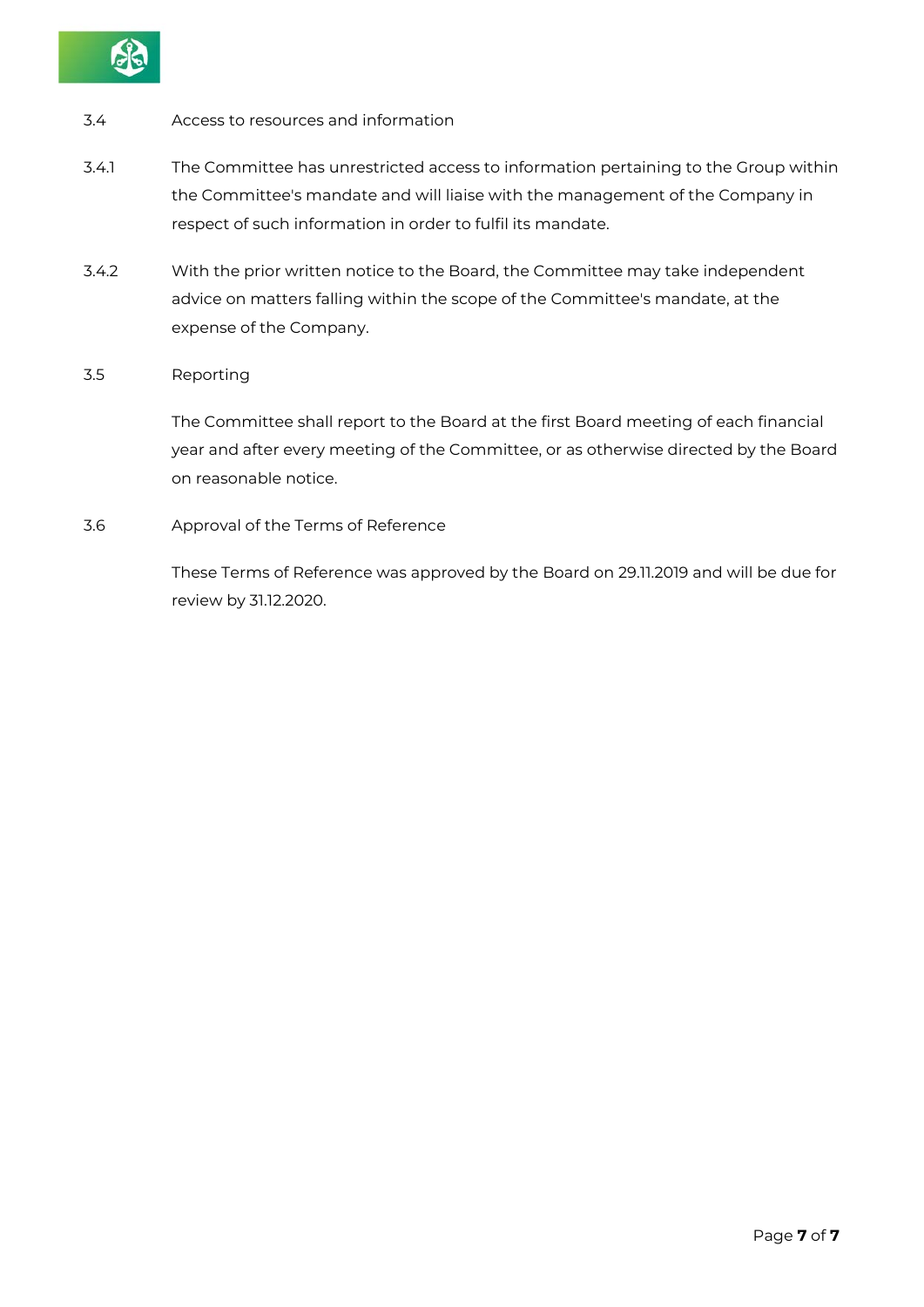3.4 Access to resources and information

3.4.1 The Committee has unrestricted access to information pertaining to the Group within the Committee's mandate and will liaise with the management of the Company in respect of such information in order to fulfil its mandate.

3.4.2 With the prior written notice to the Board, the Committee may take independent advice on matters falling within the scope of the Committee's mandate, at the expense of the Company.

3.5 Reporting

The Committee shall report to the Board at the first Board meeting of each financial year and after every meeting of the Committee, or as otherwise directed by the Board on reasonable notice.

3.6 Approval of the Terms of Reference

These Terms of Reference was approved by the Board on 29.11.2019 and will be due for review by 31.12.2020.